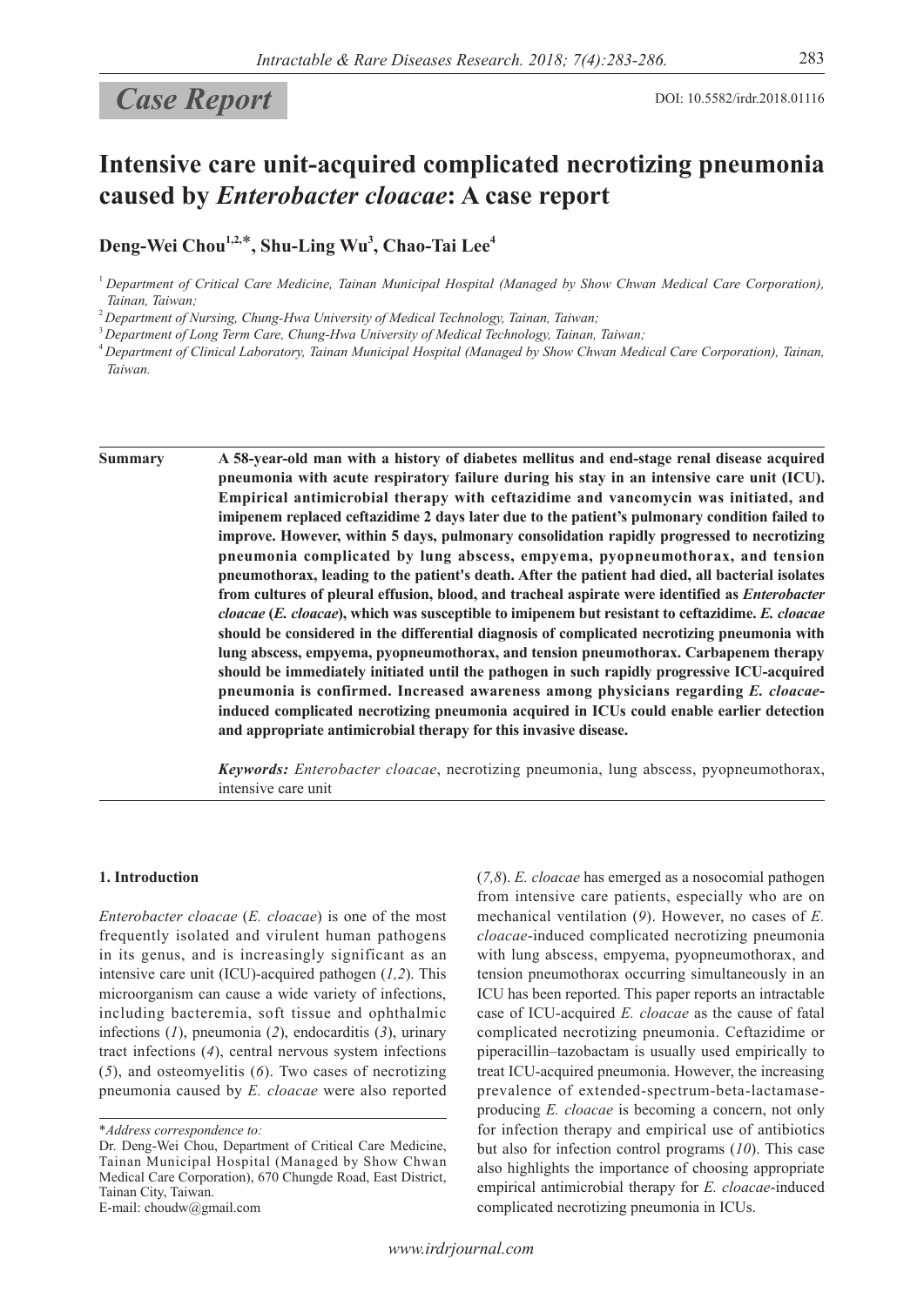*Case Report*

DOI: 10.5582/irdr.2018.01116

# Intensive care unit-acquired complicated necrotizing pneumonia caused by *Enterobacter cloacae*: A case report

**Deng-Wei Chou[1,2,*], Shu-Ling Wu[3], Chao-Tai Lee[4]**

[1] *Department of Critical Care Medicine, Tainan Municipal Hospital (Managed by Show Chwan Medical Care Corporation), Tainan, Taiwan;*

[2] *Department of Nursing, Chung-Hwa University of Medical Technology, Tainan, Taiwan;*

[3] *Department of Long Term Care, Chung-Hwa University of Medical Technology, Tainan, Taiwan;*

[4] *Department of Clinical Laboratory, Tainan Municipal Hospital (Managed by Show Chwan Medical Care Corporation), Tainan, Taiwan.*

**Summary** **A 58-year-old man with a history of diabetes mellitus and end-stage renal disease acquired pneumonia with acute respiratory failure during his stay in an intensive care unit (ICU). Empirical antimicrobial therapy with ceftazidime and vancomycin was initiated, and imipenem replaced ceftazidime 2 days later due to the patient's pulmonary condition failed to improve. However, within 5 days, pulmonary consolidation rapidly progressed to necrotizing pneumonia complicated by lung abscess, empyema, pyopneumothorax, and tension pneumothorax, leading to the patient's death. After the patient had died, all bacterial isolates from cultures of pleural effusion, blood, and tracheal aspirate were identified as *Enterobacter cloacae* (*E. cloacae*), which was susceptible to imipenem but resistant to ceftazidime. *E. cloacae* should be considered in the differential diagnosis of complicated necrotizing pneumonia with lung abscess, empyema, pyopneumothorax, and tension pneumothorax. Carbapenem therapy should be immediately initiated until the pathogen in such rapidly progressive ICU-acquired pneumonia is confirmed. Increased awareness among physicians regarding *E. cloacae*-induced complicated necrotizing pneumonia acquired in ICUs could enable earlier detection and appropriate antimicrobial therapy for this invasive disease.**

***Keywords:*** *Enterobacter cloacae*, necrotizing pneumonia, lung abscess, pyopneumothorax, intensive care unit

## 1. Introduction

*Enterobacter cloacae* (*E. cloacae*) is one of the most frequently isolated and virulent human pathogens in its genus, and is increasingly significant as an intensive care unit (ICU)-acquired pathogen (*1,2*). This microorganism can cause a wide variety of infections, including bacteremia, soft tissue and ophthalmic infections (*1*), pneumonia (*2*), endocarditis (*3*), urinary tract infections (*4*), central nervous system infections (*5*), and osteomyelitis (*6*). Two cases of necrotizing pneumonia caused by *E. cloacae* were also reported (*7,8*). *E. cloacae* has emerged as a nosocomial pathogen from intensive care patients, especially who are on mechanical ventilation (*9*). However, no cases of *E. cloacae*-induced complicated necrotizing pneumonia with lung abscess, empyema, pyopneumothorax, and tension pneumothorax occurring simultaneously in an ICU has been reported. This paper reports an intractable case of ICU-acquired *E. cloacae* as the cause of fatal complicated necrotizing pneumonia. Ceftazidime or piperacillin–tazobactam is usually used empirically to treat ICU-acquired pneumonia. However, the increasing prevalence of extended-spectrum-beta-lactamase-producing *E. cloacae* is becoming a concern, not only for infection therapy and empirical use of antibiotics but also for infection control programs (*10*). This case also highlights the importance of choosing appropriate empirical antimicrobial therapy for *E. cloacae*-induced complicated necrotizing pneumonia in ICUs.

*Address correspondence to:
Dr. Deng-Wei Chou, Department of Critical Care Medicine, Tainan Municipal Hospital (Managed by Show Chwan Medical Care Corporation), 670 Chungde Road, East District, Tainan City, Taiwan.
E-mail: choudw@gmail.com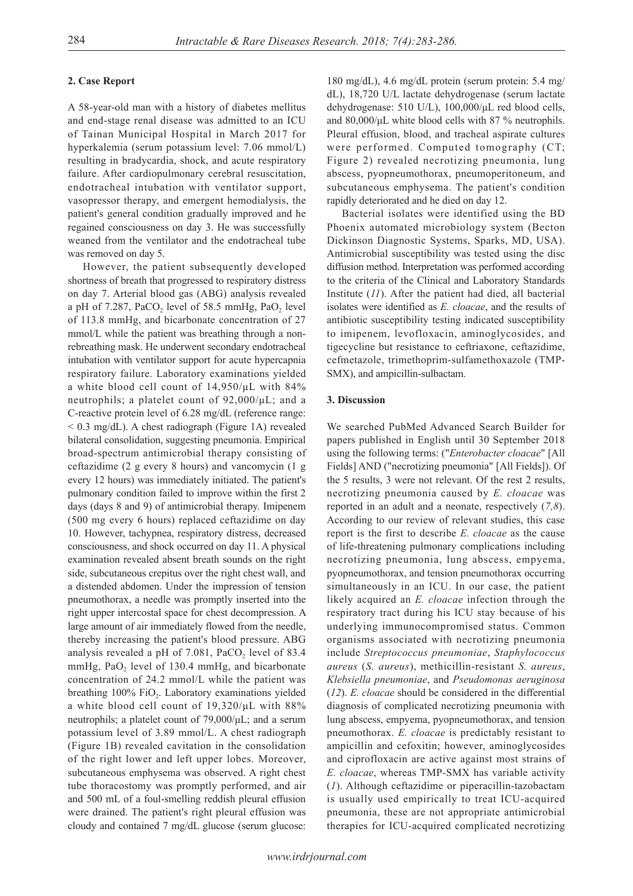## 2. Case Report

A 58-year-old man with a history of diabetes mellitus and end-stage renal disease was admitted to an ICU of Tainan Municipal Hospital in March 2017 for hyperkalemia (serum potassium level: 7.06 mmol/L) resulting in bradycardia, shock, and acute respiratory failure. After cardiopulmonary cerebral resuscitation, endotracheal intubation with ventilator support, vasopressor therapy, and emergent hemodialysis, the patient's general condition gradually improved and he regained consciousness on day 3. He was successfully weaned from the ventilator and the endotracheal tube was removed on day 5.

However, the patient subsequently developed shortness of breath that progressed to respiratory distress on day 7. Arterial blood gas (ABG) analysis revealed a pH of 7.287, $PaCO_2$ level of 58.5 mmHg, $PaO_2$ level of 113.8 mmHg, and bicarbonate concentration of 27 mmol/L while the patient was breathing through a non-rebreathing mask. He underwent secondary endotracheal intubation with ventilator support for acute hypercapnia respiratory failure. Laboratory examinations yielded a white blood cell count of 14,950/μL with 84% neutrophils; a platelet count of 92,000/μL; and a C-reactive protein level of 6.28 mg/dL (reference range: < 0.3 mg/dL). A chest radiograph (Figure 1A) revealed bilateral consolidation, suggesting pneumonia. Empirical broad-spectrum antimicrobial therapy consisting of ceftazidime (2 g every 8 hours) and vancomycin (1 g every 12 hours) was immediately initiated. The patient's pulmonary condition failed to improve within the first 2 days (days 8 and 9) of antimicrobial therapy. Imipenem (500 mg every 6 hours) replaced ceftazidime on day 10. However, tachypnea, respiratory distress, decreased consciousness, and shock occurred on day 11. A physical examination revealed absent breath sounds on the right side, subcutaneous crepitus over the right chest wall, and a distended abdomen. Under the impression of tension pneumothorax, a needle was promptly inserted into the right upper intercostal space for chest decompression. A large amount of air immediately flowed from the needle, thereby increasing the patient's blood pressure. ABG analysis revealed a pH of 7.081, $PaCO_2$ level of 83.4 mmHg, $PaO_2$ level of 130.4 mmHg, and bicarbonate concentration of 24.2 mmol/L while the patient was breathing 100% $FiO_2$. Laboratory examinations yielded a white blood cell count of 19,320/μL with 88% neutrophils; a platelet count of 79,000/μL; and a serum potassium level of 3.89 mmol/L. A chest radiograph (Figure 1B) revealed cavitation in the consolidation of the right lower and left upper lobes. Moreover, subcutaneous emphysema was observed. A right chest tube thoracostomy was promptly performed, and air and 500 mL of a foul-smelling reddish pleural effusion were drained. The patient's right pleural effusion was cloudy and contained 7 mg/dL glucose (serum glucose: 180 mg/dL), 4.6 mg/dL protein (serum protein: 5.4 mg/dL), 18,720 U/L lactate dehydrogenase (serum lactate dehydrogenase: 510 U/L), 100,000/μL red blood cells, and 80,000/μL white blood cells with 87 % neutrophils. Pleural effusion, blood, and tracheal aspirate cultures were performed. Computed tomography (CT; Figure 2) revealed necrotizing pneumonia, lung abscess, pyopneumothorax, pneumoperitoneum, and subcutaneous emphysema. The patient's condition rapidly deteriorated and he died on day 12.

Bacterial isolates were identified using the BD Phoenix automated microbiology system (Becton Dickinson Diagnostic Systems, Sparks, MD, USA). Antimicrobial susceptibility was tested using the disc diffusion method. Interpretation was performed according to the criteria of the Clinical and Laboratory Standards Institute (*11*). After the patient had died, all bacterial isolates were identified as *E. cloacae*, and the results of antibiotic susceptibility testing indicated susceptibility to imipenem, levofloxacin, aminoglycosides, and tigecycline but resistance to ceftriaxone, ceftazidime, cefmetazole, trimethoprim-sulfamethoxazole (TMP-SMX), and ampicillin-sulbactam.

## 3. Discussion

We searched PubMed Advanced Search Builder for papers published in English until 30 September 2018 using the following terms: ("*Enterobacter cloacae*" [All Fields] AND ("necrotizing pneumonia" [All Fields]). Of the 5 results, 3 were not relevant. Of the rest 2 results, necrotizing pneumonia caused by *E. cloacae* was reported in an adult and a neonate, respectively (*7,8*). According to our review of relevant studies, this case report is the first to describe *E. cloacae* as the cause of life-threatening pulmonary complications including necrotizing pneumonia, lung abscess, empyema, pyopneumothorax, and tension pneumothorax occurring simultaneously in an ICU. In our case, the patient likely acquired an *E. cloacae* infection through the respiratory tract during his ICU stay because of his underlying immunocompromised status. Common organisms associated with necrotizing pneumonia include *Streptococcus pneumoniae*, *Staphylococcus aureus* (*S. aureus*), methicillin-resistant *S. aureus*, *Klebsiella pneumoniae*, and *Pseudomonas aeruginosa* (*12*). *E. cloacae* should be considered in the differential diagnosis of complicated necrotizing pneumonia with lung abscess, empyema, pyopneumothorax, and tension pneumothorax. *E. cloacae* is predictably resistant to ampicillin and cefoxitin; however, aminoglycosides and ciprofloxacin are active against most strains of *E. cloacae*, whereas TMP-SMX has variable activity (*1*). Although ceftazidime or piperacillin-tazobactam is usually used empirically to treat ICU-acquired pneumonia, these are not appropriate antimicrobial therapies for ICU-acquired complicated necrotizing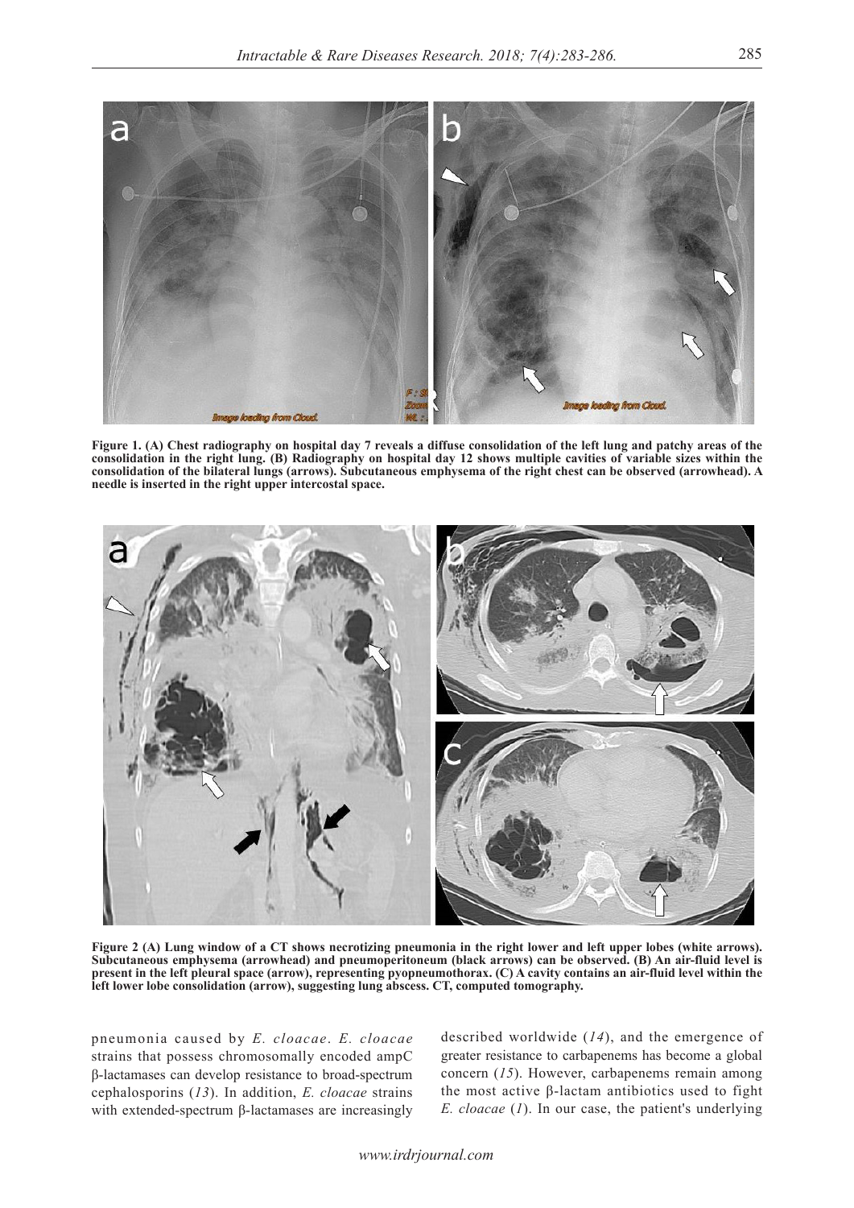Figure 1. (A) Chest radiography on hospital day 7 reveals a diffuse consolidation of the left lung and patchy areas of the consolidation in the right lung. (B) Radiography on hospital day 12 shows multiple cavities of variable sizes within the consolidation of the bilateral lungs (arrows). Subcutaneous emphysema of the right chest can be observed (arrowhead). A needle is inserted in the right upper intercostal space.

Figure 2 (A) Lung window of a CT shows necrotizing pneumonia in the right lower and left upper lobes (white arrows). Subcutaneous emphysema (arrowhead) and pneumoperitoneum (black arrows) can be observed. (B) An air-fluid level is present in the left pleural space (arrow), representing pyopneumothorax. (C) A cavity contains an air-fluid level within the left lower lobe consolidation (arrow), suggesting lung abscess. CT, computed tomography.

pneumonia caused by *E. cloacae*. *E. cloacae* strains that possess chromosomally encoded ampC β-lactamases can develop resistance to broad-spectrum cephalosporins (*13*). In addition, *E. cloacae* strains with extended-spectrum β-lactamases are increasingly described worldwide (*14*), and the emergence of greater resistance to carbapenems has become a global concern (*15*). However, carbapenems remain among the most active β-lactam antibiotics used to fight *E. cloacae* (*1*). In our case, the patient's underlying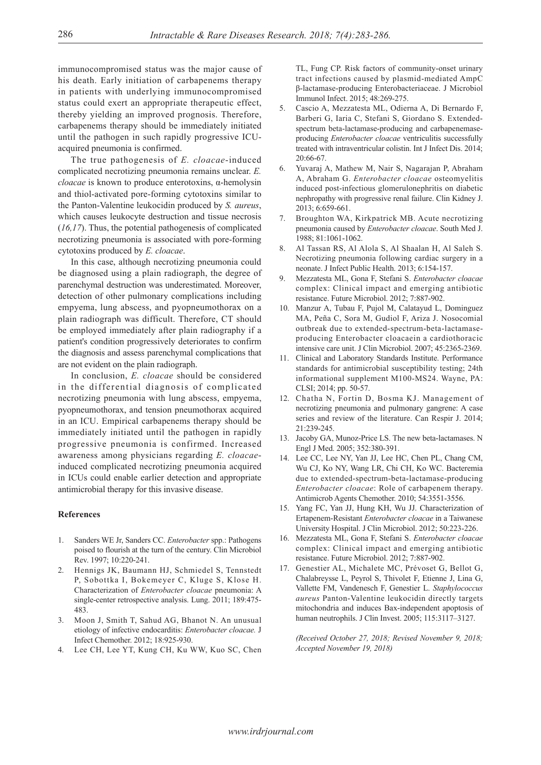immunocompromised status was the major cause of his death. Early initiation of carbapenems therapy in patients with underlying immunocompromised status could exert an appropriate therapeutic effect, thereby yielding an improved prognosis. Therefore, carbapenems therapy should be immediately initiated until the pathogen in such rapidly progressive ICU-acquired pneumonia is confirmed.

The true pathogenesis of *E. cloacae*-induced complicated necrotizing pneumonia remains unclear. *E. cloacae* is known to produce enterotoxins, α-hemolysin and thiol-activated pore-forming cytotoxins similar to the Panton-Valentine leukocidin produced by *S. aureus*, which causes leukocyte destruction and tissue necrosis (*16,17*). Thus, the potential pathogenesis of complicated necrotizing pneumonia is associated with pore-forming cytotoxins produced by *E. cloacae*.

In this case, although necrotizing pneumonia could be diagnosed using a plain radiograph, the degree of parenchymal destruction was underestimated. Moreover, detection of other pulmonary complications including empyema, lung abscess, and pyopneumothorax on a plain radiograph was difficult. Therefore, CT should be employed immediately after plain radiography if a patient's condition progressively deteriorates to confirm the diagnosis and assess parenchymal complications that are not evident on the plain radiograph.

In conclusion, *E. cloacae* should be considered in the differential diagnosis of complicated necrotizing pneumonia with lung abscess, empyema, pyopneumothorax, and tension pneumothorax acquired in an ICU. Empirical carbapenems therapy should be immediately initiated until the pathogen in rapidly progressive pneumonia is confirmed. Increased awareness among physicians regarding *E. cloacae*-induced complicated necrotizing pneumonia acquired in ICUs could enable earlier detection and appropriate antimicrobial therapy for this invasive disease.

## References

1. Sanders WE Jr, Sanders CC. *Enterobacter* spp.: Pathogens poised to flourish at the turn of the century. Clin Microbiol Rev. 1997; 10:220-241.
2. Hennigs JK, Baumann HJ, Schmiedel S, Tennstedt P, Sobottka I, Bokemeyer C, Kluge S, Klose H. Characterization of *Enterobacter cloacae* pneumonia: A single-center retrospective analysis. Lung. 2011; 189:475-483.
3. Moon J, Smith T, Sahud AG, Bhanot N. An unusual etiology of infective endocarditis: *Enterobacter cloacae.* J Infect Chemother. 2012; 18:925-930.
4. Lee CH, Lee YT, Kung CH, Ku WW, Kuo SC, Chen TL, Fung CP. Risk factors of community-onset urinary tract infections caused by plasmid-mediated AmpC β-lactamase-producing Enterobacteriaceae. J Microbiol Immunol Infect. 2015; 48:269-275.
5. Cascio A, Mezzatesta ML, Odierna A, Di Bernardo F, Barberi G, Iaria C, Stefani S, Giordano S. Extended-spectrum beta-lactamase-producing and carbapenemase-producing *Enterobacter cloacae* ventriculitis successfully treated with intraventricular colistin. Int J Infect Dis. 2014; 20:66-67.
6. Yuvaraj A, Mathew M, Nair S, Nagarajan P, Abraham A, Abraham G. *Enterobacter cloacae* osteomyelitis induced post-infectious glomerulonephritis on diabetic nephropathy with progressive renal failure. Clin Kidney J. 2013; 6:659-661.
7. Broughton WA, Kirkpatrick MB. Acute necrotizing pneumonia caused by *Enterobacter cloacae*. South Med J. 1988; 81:1061-1062.
8. Al Tassan RS, Al Alola S, Al Shaalan H, Al Saleh S. Necrotizing pneumonia following cardiac surgery in a neonate. J Infect Public Health. 2013; 6:154-157.
9. Mezzatesta ML, Gona F, Stefani S. *Enterobacter cloacae* complex: Clinical impact and emerging antibiotic resistance. Future Microbiol. 2012; 7:887-902.
10. Manzur A, Tubau F, Pujol M, Calatayud L, Dominguez MA, Peña C, Sora M, Gudiol F, Ariza J. Nosocomial outbreak due to extended-spectrum-beta-lactamase-producing Enterobacter cloacaein a cardiothoracic intensive care unit. J Clin Microbiol. 2007; 45:2365-2369.
11. Clinical and Laboratory Standards Institute. Performance standards for antimicrobial susceptibility testing; 24th informational supplement M100-MS24. Wayne, PA: CLSI; 2014; pp. 50-57.
12. Chatha N, Fortin D, Bosma KJ. Management of necrotizing pneumonia and pulmonary gangrene: A case series and review of the literature. Can Respir J. 2014; 21:239-245.
13. Jacoby GA, Munoz-Price LS. The new beta-lactamases. N Engl J Med. 2005; 352:380-391.
14. Lee CC, Lee NY, Yan JJ, Lee HC, Chen PL, Chang CM, Wu CJ, Ko NY, Wang LR, Chi CH, Ko WC. Bacteremia due to extended-spectrum-beta-lactamase-producing *Enterobacter cloacae*: Role of carbapenem therapy. Antimicrob Agents Chemother. 2010; 54:3551-3556.
15. Yang FC, Yan JJ, Hung KH, Wu JJ. Characterization of Ertapenem-Resistant *Enterobacter cloacae* in a Taiwanese University Hospital. J Clin Microbiol. 2012; 50:223-226.
16. Mezzatesta ML, Gona F, Stefani S. *Enterobacter cloacae* complex: Clinical impact and emerging antibiotic resistance. Future Microbiol. 2012; 7:887-902.
17. Genestier AL, Michalete MC, Prévoset G, Bellot G, Chalabreysse L, Peyrol S, Thivolet F, Etienne J, Lina G, Vallette FM, Vandenesch F, Genestier L. *Staphylococcus aureus* Panton-Valentine leukocidin directly targets mitochondria and induces Bax-independent apoptosis of human neutrophils. J Clin Invest. 2005; 115:3117–3127.

*(Received October 27, 2018; Revised November 9, 2018; Accepted November 19, 2018)*